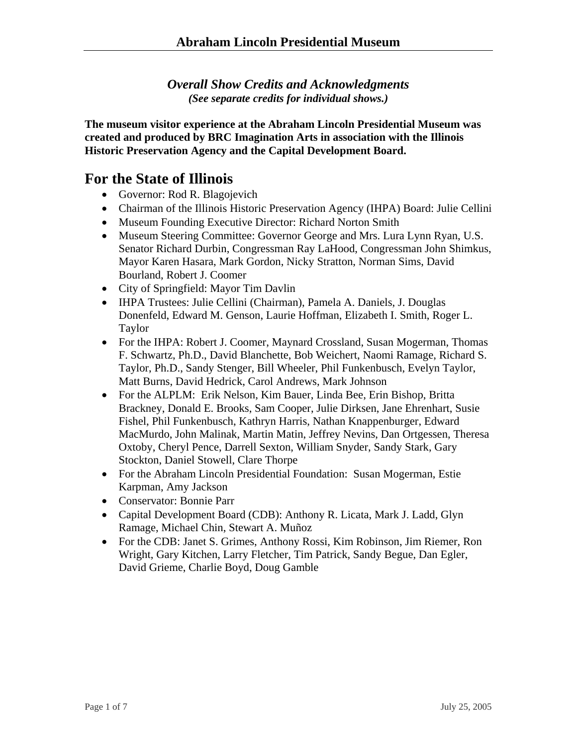*Overall Show Credits and Acknowledgments*
***(See separate credits for individual shows.)***

**The museum visitor experience at the Abraham Lincoln Presidential Museum was created and produced by BRC Imagination Arts in association with the Illinois Historic Preservation Agency and the Capital Development Board.**

## For the State of Illinois

- Governor: Rod R. Blagojevich
- Chairman of the Illinois Historic Preservation Agency (IHPA) Board: Julie Cellini
- Museum Founding Executive Director: Richard Norton Smith
- Museum Steering Committee: Governor George and Mrs. Lura Lynn Ryan, U.S. Senator Richard Durbin, Congressman Ray LaHood, Congressman John Shimkus, Mayor Karen Hasara, Mark Gordon, Nicky Stratton, Norman Sims, David Bourland, Robert J. Coomer
- City of Springfield: Mayor Tim Davlin
- IHPA Trustees: Julie Cellini (Chairman), Pamela A. Daniels, J. Douglas Donenfeld, Edward M. Genson, Laurie Hoffman, Elizabeth I. Smith, Roger L. Taylor
- For the IHPA: Robert J. Coomer, Maynard Crossland, Susan Mogerman, Thomas F. Schwartz, Ph.D., David Blanchette, Bob Weichert, Naomi Ramage, Richard S. Taylor, Ph.D., Sandy Stenger, Bill Wheeler, Phil Funkenbusch, Evelyn Taylor, Matt Burns, David Hedrick, Carol Andrews, Mark Johnson
- For the ALPLM: Erik Nelson, Kim Bauer, Linda Bee, Erin Bishop, Britta Brackney, Donald E. Brooks, Sam Cooper, Julie Dirksen, Jane Ehrenhart, Susie Fishel, Phil Funkenbusch, Kathryn Harris, Nathan Knappenburger, Edward MacMurdo, John Malinak, Martin Matin, Jeffrey Nevins, Dan Ortgessen, Theresa Oxtoby, Cheryl Pence, Darrell Sexton, William Snyder, Sandy Stark, Gary Stockton, Daniel Stowell, Clare Thorpe
- For the Abraham Lincoln Presidential Foundation: Susan Mogerman, Estie Karpman, Amy Jackson
- Conservator: Bonnie Parr
- Capital Development Board (CDB): Anthony R. Licata, Mark J. Ladd, Glyn Ramage, Michael Chin, Stewart A. Muñoz
- For the CDB: Janet S. Grimes, Anthony Rossi, Kim Robinson, Jim Riemer, Ron Wright, Gary Kitchen, Larry Fletcher, Tim Patrick, Sandy Begue, Dan Egler, David Grieme, Charlie Boyd, Doug Gamble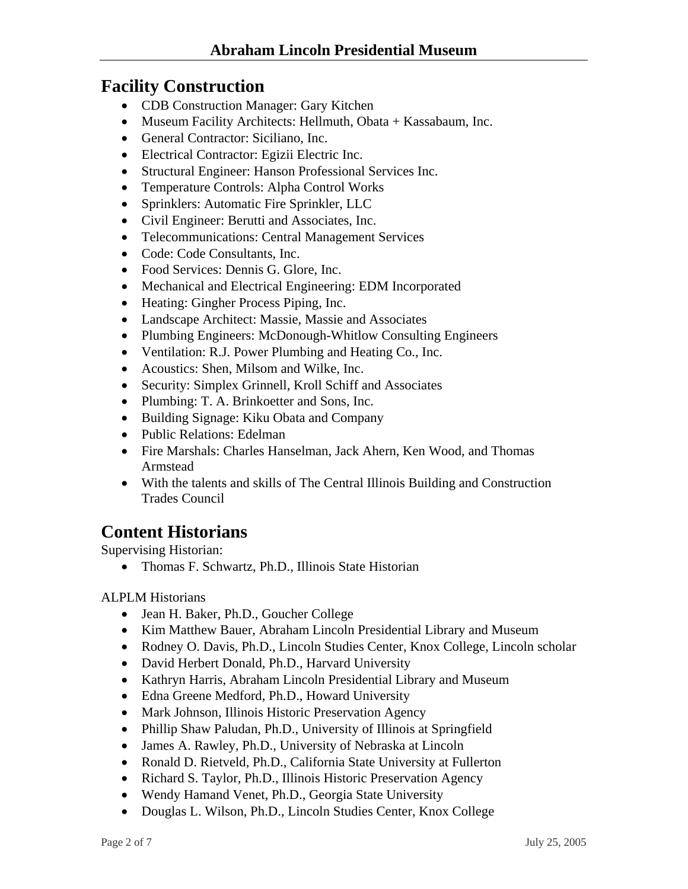## Facility Construction

- CDB Construction Manager: Gary Kitchen
- Museum Facility Architects: Hellmuth, Obata + Kassabaum, Inc.
- General Contractor: Siciliano, Inc.
- Electrical Contractor: Egizii Electric Inc.
- Structural Engineer: Hanson Professional Services Inc.
- Temperature Controls: Alpha Control Works
- Sprinklers: Automatic Fire Sprinkler, LLC
- Civil Engineer: Berutti and Associates, Inc.
- Telecommunications: Central Management Services
- Code: Code Consultants, Inc.
- Food Services: Dennis G. Glore, Inc.
- Mechanical and Electrical Engineering: EDM Incorporated
- Heating: Gingher Process Piping, Inc.
- Landscape Architect: Massie, Massie and Associates
- Plumbing Engineers: McDonough-Whitlow Consulting Engineers
- Ventilation: R.J. Power Plumbing and Heating Co., Inc.
- Acoustics: Shen, Milsom and Wilke, Inc.
- Security: Simplex Grinnell, Kroll Schiff and Associates
- Plumbing: T. A. Brinkoetter and Sons, Inc.
- Building Signage: Kiku Obata and Company
- Public Relations: Edelman
- Fire Marshals: Charles Hanselman, Jack Ahern, Ken Wood, and Thomas Armstead
- With the talents and skills of The Central Illinois Building and Construction Trades Council

## Content Historians

Supervising Historian:

- Thomas F. Schwartz, Ph.D., Illinois State Historian

ALPLM Historians

- Jean H. Baker, Ph.D., Goucher College
- Kim Matthew Bauer, Abraham Lincoln Presidential Library and Museum
- Rodney O. Davis, Ph.D., Lincoln Studies Center, Knox College, Lincoln scholar
- David Herbert Donald, Ph.D., Harvard University
- Kathryn Harris, Abraham Lincoln Presidential Library and Museum
- Edna Greene Medford, Ph.D., Howard University
- Mark Johnson, Illinois Historic Preservation Agency
- Phillip Shaw Paludan, Ph.D., University of Illinois at Springfield
- James A. Rawley, Ph.D., University of Nebraska at Lincoln
- Ronald D. Rietveld, Ph.D., California State University at Fullerton
- Richard S. Taylor, Ph.D., Illinois Historic Preservation Agency
- Wendy Hamand Venet, Ph.D., Georgia State University
- Douglas L. Wilson, Ph.D., Lincoln Studies Center, Knox College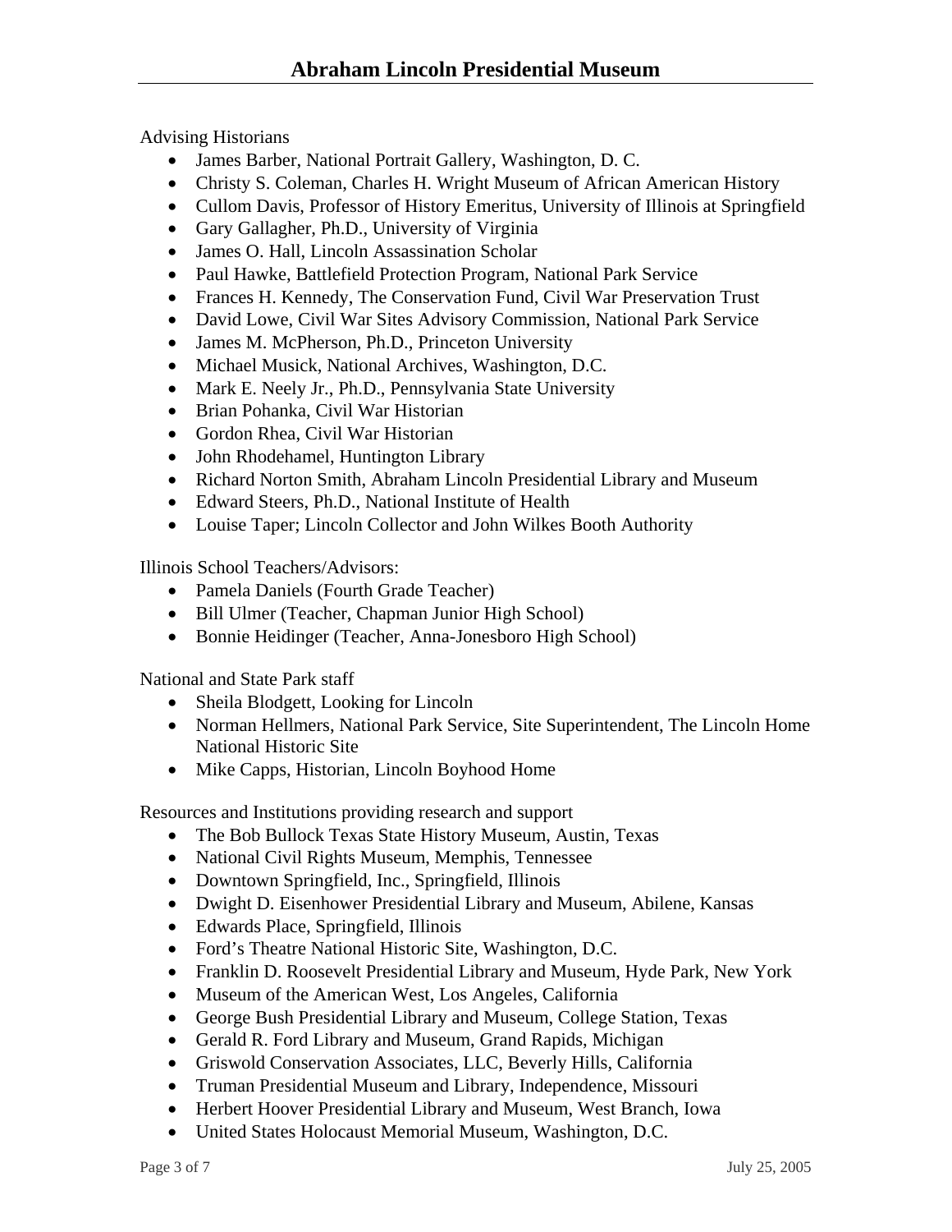Advising Historians

- James Barber, National Portrait Gallery, Washington, D. C.
- Christy S. Coleman, Charles H. Wright Museum of African American History
- Cullom Davis, Professor of History Emeritus, University of Illinois at Springfield
- Gary Gallagher, Ph.D., University of Virginia
- James O. Hall, Lincoln Assassination Scholar
- Paul Hawke, Battlefield Protection Program, National Park Service
- Frances H. Kennedy, The Conservation Fund, Civil War Preservation Trust
- David Lowe, Civil War Sites Advisory Commission, National Park Service
- James M. McPherson, Ph.D., Princeton University
- Michael Musick, National Archives, Washington, D.C.
- Mark E. Neely Jr., Ph.D., Pennsylvania State University
- Brian Pohanka, Civil War Historian
- Gordon Rhea, Civil War Historian
- John Rhodehamel, Huntington Library
- Richard Norton Smith, Abraham Lincoln Presidential Library and Museum
- Edward Steers, Ph.D., National Institute of Health
- Louise Taper; Lincoln Collector and John Wilkes Booth Authority

Illinois School Teachers/Advisors:

- Pamela Daniels (Fourth Grade Teacher)
- Bill Ulmer (Teacher, Chapman Junior High School)
- Bonnie Heidinger (Teacher, Anna-Jonesboro High School)

National and State Park staff

- Sheila Blodgett, Looking for Lincoln
- Norman Hellmers, National Park Service, Site Superintendent, The Lincoln Home National Historic Site
- Mike Capps, Historian, Lincoln Boyhood Home

Resources and Institutions providing research and support

- The Bob Bullock Texas State History Museum, Austin, Texas
- National Civil Rights Museum, Memphis, Tennessee
- Downtown Springfield, Inc., Springfield, Illinois
- Dwight D. Eisenhower Presidential Library and Museum, Abilene, Kansas
- Edwards Place, Springfield, Illinois
- Ford's Theatre National Historic Site, Washington, D.C.
- Franklin D. Roosevelt Presidential Library and Museum, Hyde Park, New York
- Museum of the American West, Los Angeles, California
- George Bush Presidential Library and Museum, College Station, Texas
- Gerald R. Ford Library and Museum, Grand Rapids, Michigan
- Griswold Conservation Associates, LLC, Beverly Hills, California
- Truman Presidential Museum and Library, Independence, Missouri
- Herbert Hoover Presidential Library and Museum, West Branch, Iowa
- United States Holocaust Memorial Museum, Washington, D.C.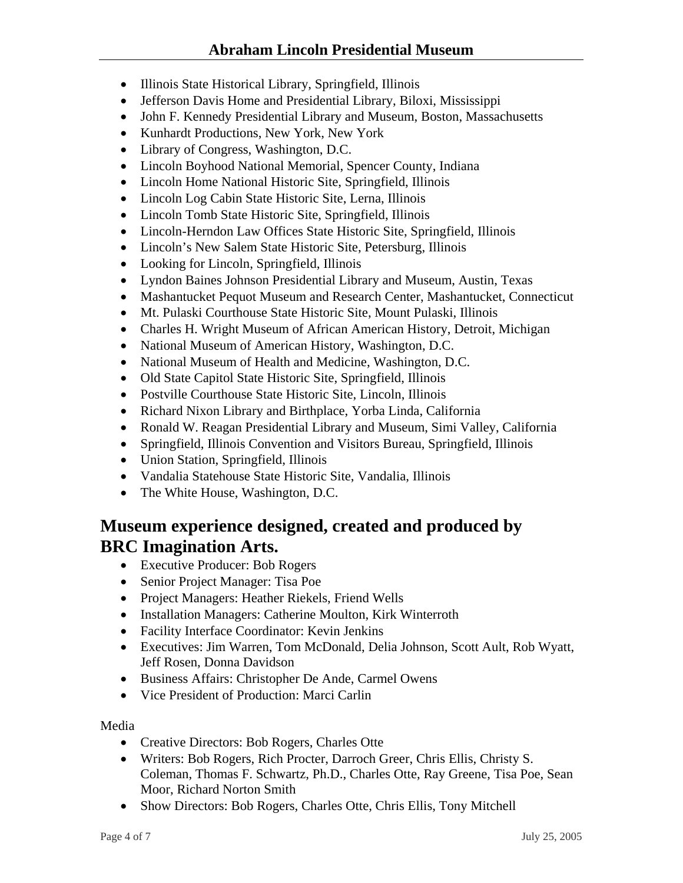- Illinois State Historical Library, Springfield, Illinois
- Jefferson Davis Home and Presidential Library, Biloxi, Mississippi
- John F. Kennedy Presidential Library and Museum, Boston, Massachusetts
- Kunhardt Productions, New York, New York
- Library of Congress, Washington, D.C.
- Lincoln Boyhood National Memorial, Spencer County, Indiana
- Lincoln Home National Historic Site, Springfield, Illinois
- Lincoln Log Cabin State Historic Site, Lerna, Illinois
- Lincoln Tomb State Historic Site, Springfield, Illinois
- Lincoln-Herndon Law Offices State Historic Site, Springfield, Illinois
- Lincoln's New Salem State Historic Site, Petersburg, Illinois
- Looking for Lincoln, Springfield, Illinois
- Lyndon Baines Johnson Presidential Library and Museum, Austin, Texas
- Mashantucket Pequot Museum and Research Center, Mashantucket, Connecticut
- Mt. Pulaski Courthouse State Historic Site, Mount Pulaski, Illinois
- Charles H. Wright Museum of African American History, Detroit, Michigan
- National Museum of American History, Washington, D.C.
- National Museum of Health and Medicine, Washington, D.C.
- Old State Capitol State Historic Site, Springfield, Illinois
- Postville Courthouse State Historic Site, Lincoln, Illinois
- Richard Nixon Library and Birthplace, Yorba Linda, California
- Ronald W. Reagan Presidential Library and Museum, Simi Valley, California
- Springfield, Illinois Convention and Visitors Bureau, Springfield, Illinois
- Union Station, Springfield, Illinois
- Vandalia Statehouse State Historic Site, Vandalia, Illinois
- The White House, Washington, D.C.

## Museum experience designed, created and produced by BRC Imagination Arts.

- Executive Producer: Bob Rogers
- Senior Project Manager: Tisa Poe
- Project Managers: Heather Riekels, Friend Wells
- Installation Managers: Catherine Moulton, Kirk Winterroth
- Facility Interface Coordinator: Kevin Jenkins
- Executives: Jim Warren, Tom McDonald, Delia Johnson, Scott Ault, Rob Wyatt, Jeff Rosen, Donna Davidson
- Business Affairs: Christopher De Ande, Carmel Owens
- Vice President of Production: Marci Carlin

Media

- Creative Directors: Bob Rogers, Charles Otte
- Writers: Bob Rogers, Rich Procter, Darroch Greer, Chris Ellis, Christy S. Coleman, Thomas F. Schwartz, Ph.D., Charles Otte, Ray Greene, Tisa Poe, Sean Moor, Richard Norton Smith
- Show Directors: Bob Rogers, Charles Otte, Chris Ellis, Tony Mitchell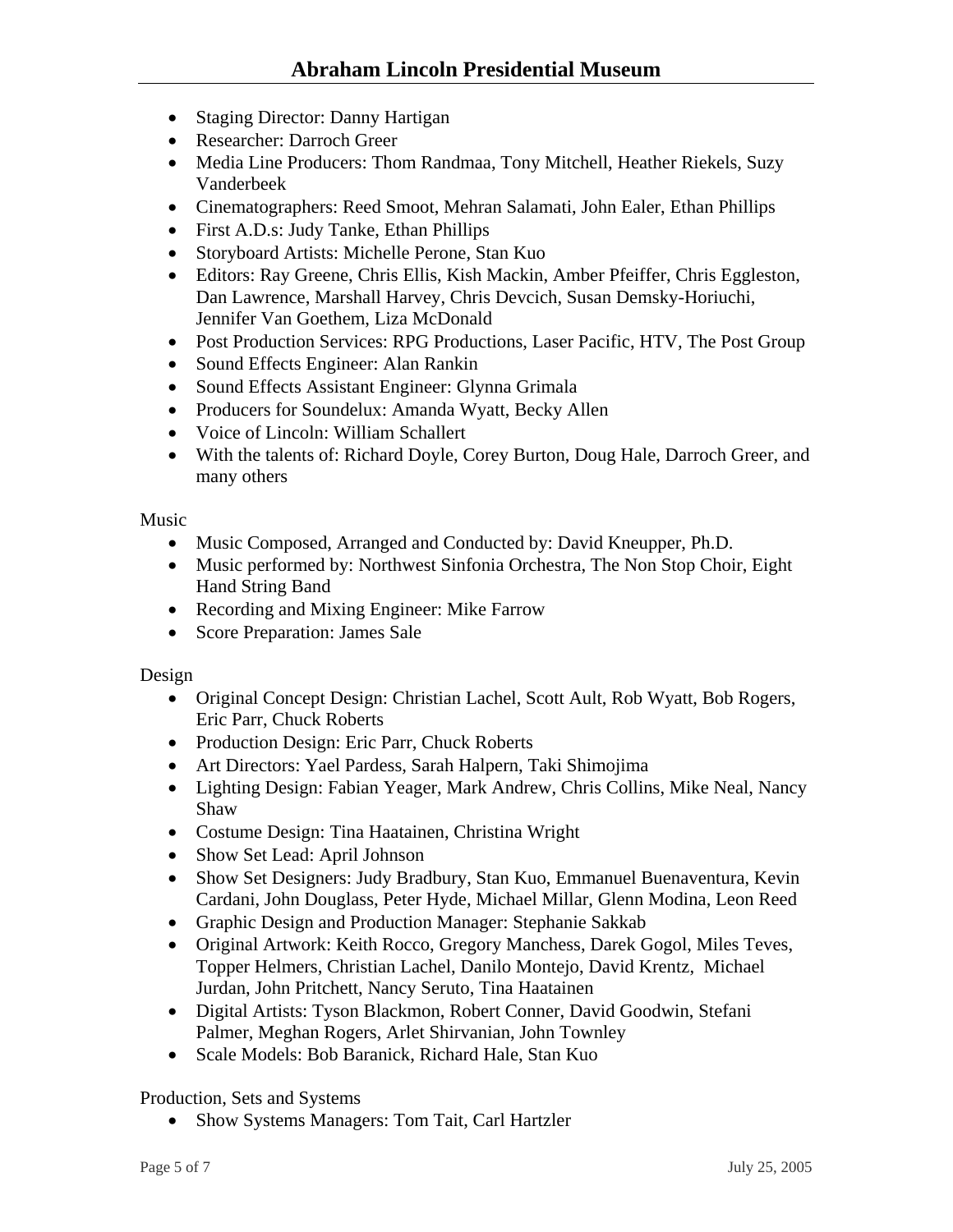- Staging Director: Danny Hartigan
- Researcher: Darroch Greer
- Media Line Producers: Thom Randmaa, Tony Mitchell, Heather Riekels, Suzy Vanderbeek
- Cinematographers: Reed Smoot, Mehran Salamati, John Ealer, Ethan Phillips
- First A.D.s: Judy Tanke, Ethan Phillips
- Storyboard Artists: Michelle Perone, Stan Kuo
- Editors: Ray Greene, Chris Ellis, Kish Mackin, Amber Pfeiffer, Chris Eggleston, Dan Lawrence, Marshall Harvey, Chris Devcich, Susan Demsky-Horiuchi, Jennifer Van Goethem, Liza McDonald
- Post Production Services: RPG Productions, Laser Pacific, HTV, The Post Group
- Sound Effects Engineer: Alan Rankin
- Sound Effects Assistant Engineer: Glynna Grimala
- Producers for Soundelux: Amanda Wyatt, Becky Allen
- Voice of Lincoln: William Schallert
- With the talents of: Richard Doyle, Corey Burton, Doug Hale, Darroch Greer, and many others

Music

- Music Composed, Arranged and Conducted by: David Kneupper, Ph.D.
- Music performed by: Northwest Sinfonia Orchestra, The Non Stop Choir, Eight Hand String Band
- Recording and Mixing Engineer: Mike Farrow
- Score Preparation: James Sale

Design

- Original Concept Design: Christian Lachel, Scott Ault, Rob Wyatt, Bob Rogers, Eric Parr, Chuck Roberts
- Production Design: Eric Parr, Chuck Roberts
- Art Directors: Yael Pardess, Sarah Halpern, Taki Shimojima
- Lighting Design: Fabian Yeager, Mark Andrew, Chris Collins, Mike Neal, Nancy Shaw
- Costume Design: Tina Haatainen, Christina Wright
- Show Set Lead: April Johnson
- Show Set Designers: Judy Bradbury, Stan Kuo, Emmanuel Buenaventura, Kevin Cardani, John Douglass, Peter Hyde, Michael Millar, Glenn Modina, Leon Reed
- Graphic Design and Production Manager: Stephanie Sakkab
- Original Artwork: Keith Rocco, Gregory Manchess, Darek Gogol, Miles Teves, Topper Helmers, Christian Lachel, Danilo Montejo, David Krentz, Michael Jurdan, John Pritchett, Nancy Seruto, Tina Haatainen
- Digital Artists: Tyson Blackmon, Robert Conner, David Goodwin, Stefani Palmer, Meghan Rogers, Arlet Shirvanian, John Townley
- Scale Models: Bob Baranick, Richard Hale, Stan Kuo

Production, Sets and Systems

- Show Systems Managers: Tom Tait, Carl Hartzler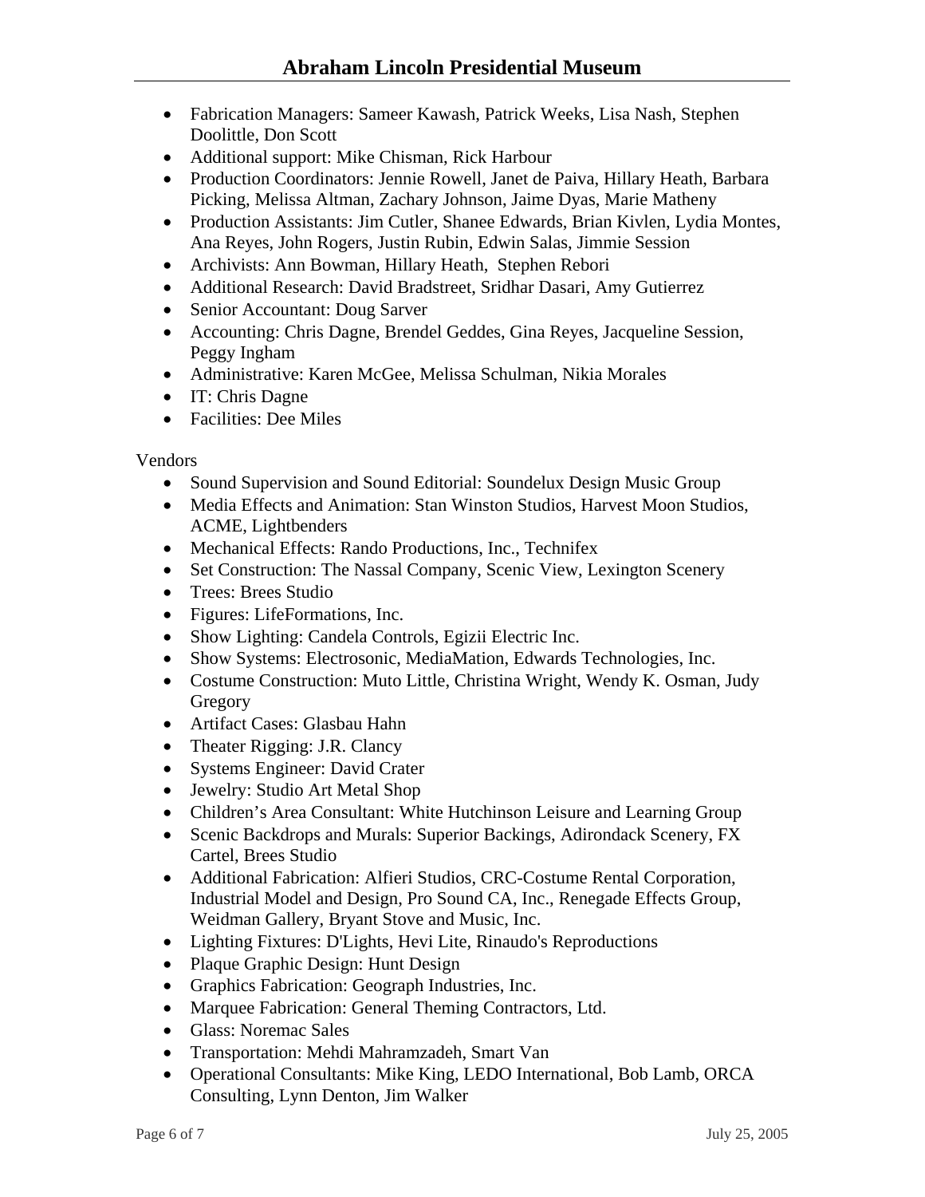- Fabrication Managers: Sameer Kawash, Patrick Weeks, Lisa Nash, Stephen Doolittle, Don Scott
- Additional support: Mike Chisman, Rick Harbour
- Production Coordinators: Jennie Rowell, Janet de Paiva, Hillary Heath, Barbara Picking, Melissa Altman, Zachary Johnson, Jaime Dyas, Marie Matheny
- Production Assistants: Jim Cutler, Shanee Edwards, Brian Kivlen, Lydia Montes, Ana Reyes, John Rogers, Justin Rubin, Edwin Salas, Jimmie Session
- Archivists: Ann Bowman, Hillary Heath, Stephen Rebori
- Additional Research: David Bradstreet, Sridhar Dasari, Amy Gutierrez
- Senior Accountant: Doug Sarver
- Accounting: Chris Dagne, Brendel Geddes, Gina Reyes, Jacqueline Session, Peggy Ingham
- Administrative: Karen McGee, Melissa Schulman, Nikia Morales
- IT: Chris Dagne
- Facilities: Dee Miles

Vendors

- Sound Supervision and Sound Editorial: Soundelux Design Music Group
- Media Effects and Animation: Stan Winston Studios, Harvest Moon Studios, ACME, Lightbenders
- Mechanical Effects: Rando Productions, Inc., Technifex
- Set Construction: The Nassal Company, Scenic View, Lexington Scenery
- Trees: Brees Studio
- Figures: LifeFormations, Inc.
- Show Lighting: Candela Controls, Egizii Electric Inc.
- Show Systems: Electrosonic, MediaMation, Edwards Technologies, Inc.
- Costume Construction: Muto Little, Christina Wright, Wendy K. Osman, Judy Gregory
- Artifact Cases: Glasbau Hahn
- Theater Rigging: J.R. Clancy
- Systems Engineer: David Crater
- Jewelry: Studio Art Metal Shop
- Children's Area Consultant: White Hutchinson Leisure and Learning Group
- Scenic Backdrops and Murals: Superior Backings, Adirondack Scenery, FX Cartel, Brees Studio
- Additional Fabrication: Alfieri Studios, CRC-Costume Rental Corporation, Industrial Model and Design, Pro Sound CA, Inc., Renegade Effects Group, Weidman Gallery, Bryant Stove and Music, Inc.
- Lighting Fixtures: D'Lights, Hevi Lite, Rinaudo's Reproductions
- Plaque Graphic Design: Hunt Design
- Graphics Fabrication: Geograph Industries, Inc.
- Marquee Fabrication: General Theming Contractors, Ltd.
- Glass: Noremac Sales
- Transportation: Mehdi Mahramzadeh, Smart Van
- Operational Consultants: Mike King, LEDO International, Bob Lamb, ORCA Consulting, Lynn Denton, Jim Walker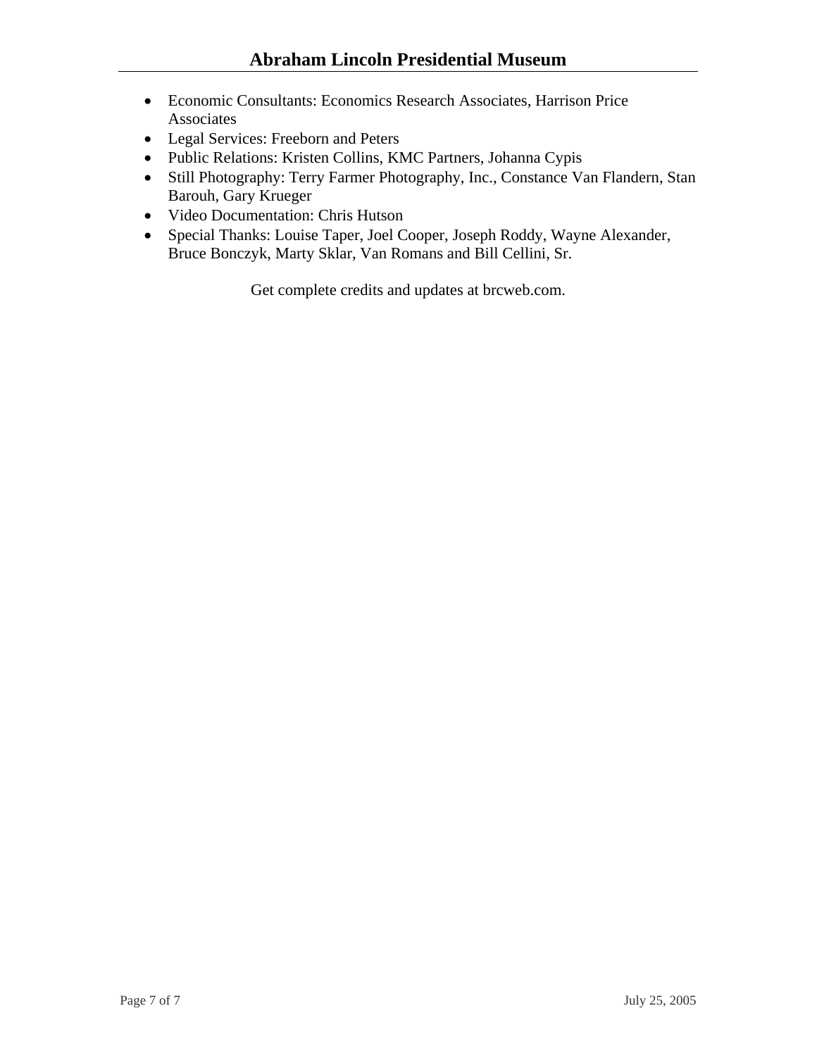- Economic Consultants: Economics Research Associates, Harrison Price Associates
- Legal Services: Freeborn and Peters
- Public Relations: Kristen Collins, KMC Partners, Johanna Cypis
- Still Photography: Terry Farmer Photography, Inc., Constance Van Flandern, Stan Barouh, Gary Krueger
- Video Documentation: Chris Hutson
- Special Thanks: Louise Taper, Joel Cooper, Joseph Roddy, Wayne Alexander, Bruce Bonczyk, Marty Sklar, Van Romans and Bill Cellini, Sr.

Get complete credits and updates at brcweb.com.